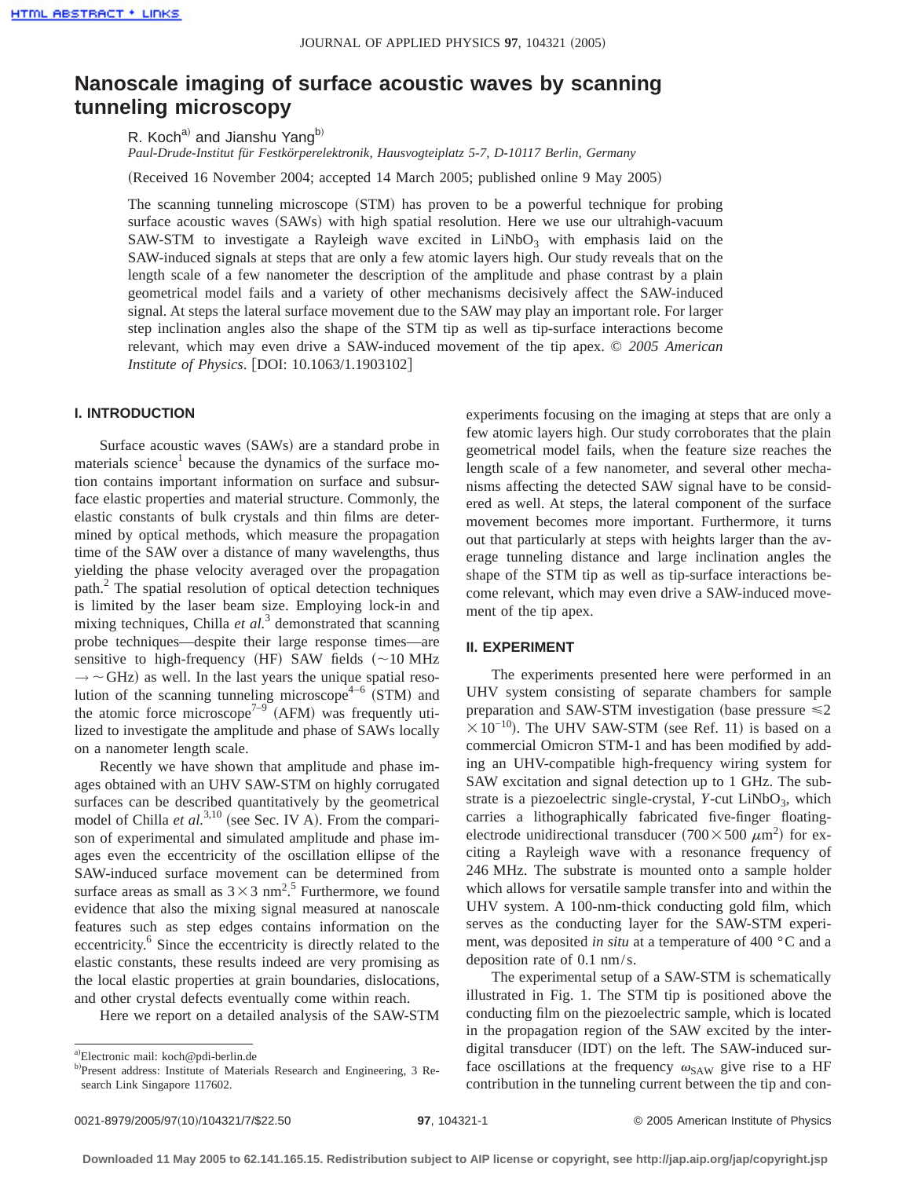# Nanoscale imaging of surface acoustic waves by scanning tunneling microscopy

R. Koch[a)] and Jianshu Yang[b)]

*Paul-Drude-Institut für Festkörperelektronik, Hausvogteiplatz 5-7, D-10117 Berlin, Germany*

(Received 16 November 2004; accepted 14 March 2005; published online 9 May 2005)

The scanning tunneling microscope (STM) has proven to be a powerful technique for probing surface acoustic waves (SAWs) with high spatial resolution. Here we use our ultrahigh-vacuum SAW-STM to investigate a Rayleigh wave excited in $LiNbO_3$ with emphasis laid on the SAW-induced signals at steps that are only a few atomic layers high. Our study reveals that on the length scale of a few nanometer the description of the amplitude and phase contrast by a plain geometrical model fails and a variety of other mechanisms decisively affect the SAW-induced signal. At steps the lateral surface movement due to the SAW may play an important role. For larger step inclination angles also the shape of the STM tip as well as tip-surface interactions become relevant, which may even drive a SAW-induced movement of the tip apex. © *2005 American Institute of Physics*. [DOI: 10.1063/1.1903102]

## I. INTRODUCTION

Surface acoustic waves (SAWs) are a standard probe in materials science[1] because the dynamics of the surface motion contains important information on surface and subsurface elastic properties and material structure. Commonly, the elastic constants of bulk crystals and thin films are determined by optical methods, which measure the propagation time of the SAW over a distance of many wavelengths, thus yielding the phase velocity averaged over the propagation path.[2] The spatial resolution of optical detection techniques is limited by the laser beam size. Employing lock-in and mixing techniques, Chilla *et al.*[3] demonstrated that scanning probe techniques—despite their large response times—are sensitive to high-frequency (HF) SAW fields (~10 MHz → ~GHz) as well. In the last years the unique spatial resolution of the scanning tunneling microscope[4–6] (STM) and the atomic force microscope[7–9] (AFM) was frequently utilized to investigate the amplitude and phase of SAWs locally on a nanometer length scale.

Recently we have shown that amplitude and phase images obtained with an UHV SAW-STM on highly corrugated surfaces can be described quantitatively by the geometrical model of Chilla *et al.*[3,10] (see Sec. IV A). From the comparison of experimental and simulated amplitude and phase images even the eccentricity of the oscillation ellipse of the SAW-induced surface movement can be determined from surface areas as small as $3\times3$ nm$^2$.[5] Furthermore, we found evidence that also the mixing signal measured at nanoscale features such as step edges contains information on the eccentricity.[6] Since the eccentricity is directly related to the elastic constants, these results indeed are very promising as the local elastic properties at grain boundaries, dislocations, and other crystal defects eventually come within reach.

Here we report on a detailed analysis of the SAW-STM experiments focusing on the imaging at steps that are only a few atomic layers high. Our study corroborates that the plain geometrical model fails, when the feature size reaches the length scale of a few nanometer, and several other mechanisms affecting the detected SAW signal have to be considered as well. At steps, the lateral component of the surface movement becomes more important. Furthermore, it turns out that particularly at steps with heights larger than the average tunneling distance and large inclination angles the shape of the STM tip as well as tip-surface interactions become relevant, which may even drive a SAW-induced movement of the tip apex.

## II. EXPERIMENT

The experiments presented here were performed in an UHV system consisting of separate chambers for sample preparation and SAW-STM investigation (base pressure $\leq 2\times10^{-10}$). The UHV SAW-STM (see Ref. 11) is based on a commercial Omicron STM-1 and has been modified by adding an UHV-compatible high-frequency wiring system for SAW excitation and signal detection up to 1 GHz. The substrate is a piezoelectric single-crystal, *Y*-cut $LiNbO_3$, which carries a lithographically fabricated five-finger floating-electrode unidirectional transducer ($700\times500$ $\mu$m$^2$) for exciting a Rayleigh wave with a resonance frequency of 246 MHz. The substrate is mounted onto a sample holder which allows for versatile sample transfer into and within the UHV system. A 100-nm-thick conducting gold film, which serves as the conducting layer for the SAW-STM experiment, was deposited *in situ* at a temperature of 400 °C and a deposition rate of 0.1 nm/s.

The experimental setup of a SAW-STM is schematically illustrated in Fig. 1. The STM tip is positioned above the conducting film on the piezoelectric sample, which is located in the propagation region of the SAW excited by the interdigital transducer (IDT) on the left. The SAW-induced surface oscillations at the frequency $\omega_{SAW}$ give rise to a HF contribution in the tunneling current between the tip and con-

---

a)Electronic mail: koch@pdi-berlin.de

b)Present address: Institute of Materials Research and Engineering, 3 Research Link Singapore 117602.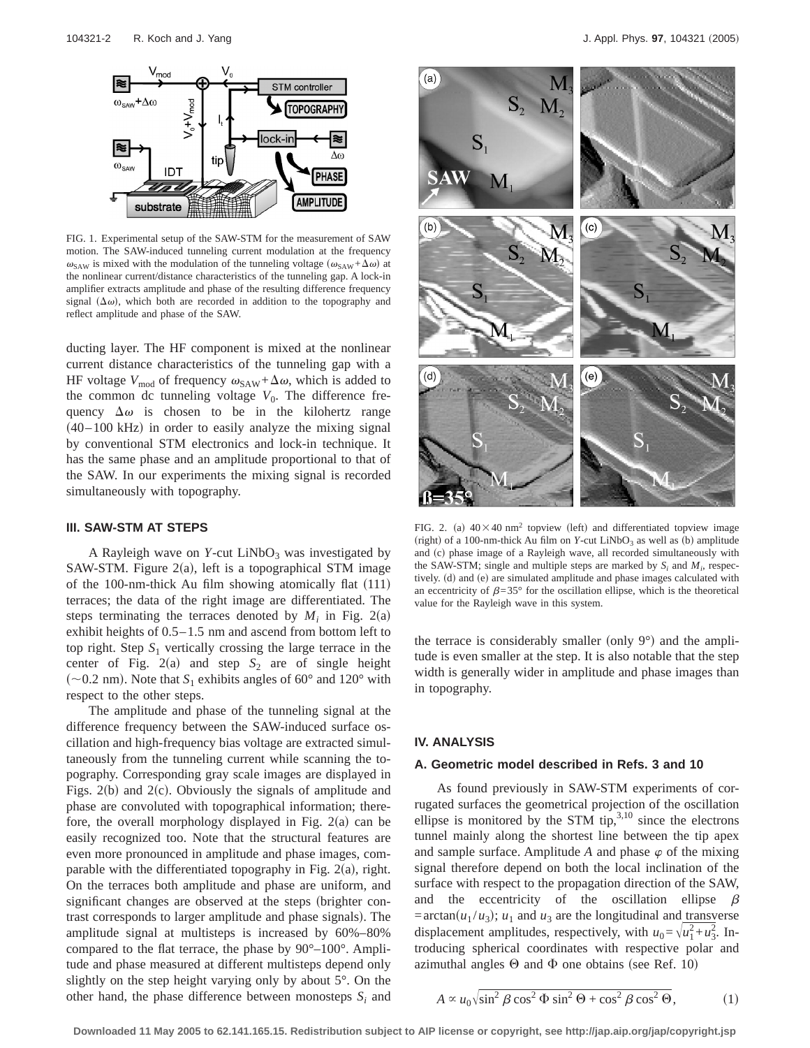FIG. 1. Experimental setup of the SAW-STM for the measurement of SAW motion. The SAW-induced tunneling current modulation at the frequency $\omega_{SAW}$ is mixed with the modulation of the tunneling voltage ($\omega_{SAW}+\Delta\omega$) at the nonlinear current/distance characteristics of the tunneling gap. A lock-in amplifier extracts amplitude and phase of the resulting difference frequency signal ($\Delta\omega$), which both are recorded in addition to the topography and reflect amplitude and phase of the SAW.

ducting layer. The HF component is mixed at the nonlinear current distance characteristics of the tunneling gap with a HF voltage $V_{mod}$ of frequency $\omega_{SAW}+\Delta\omega$, which is added to the common dc tunneling voltage $V_0$. The difference frequency $\Delta\omega$ is chosen to be in the kilohertz range (40–100 kHz) in order to easily analyze the mixing signal by conventional STM electronics and lock-in technique. It has the same phase and an amplitude proportional to that of the SAW. In our experiments the mixing signal is recorded simultaneously with topography.

## III. SAW-STM AT STEPS

A Rayleigh wave on *Y*-cut $LiNbO_3$ was investigated by SAW-STM. Figure 2(a), left is a topographical STM image of the 100-nm-thick Au film showing atomically flat (111) terraces; the data of the right image are differentiated. The steps terminating the terraces denoted by $M_i$ in Fig. 2(a) exhibit heights of 0.5–1.5 nm and ascend from bottom left to top right. Step $S_1$ vertically crossing the large terrace in the center of Fig. 2(a) and step $S_2$ are of single height (~0.2 nm). Note that $S_1$ exhibits angles of 60° and 120° with respect to the other steps.

The amplitude and phase of the tunneling signal at the difference frequency between the SAW-induced surface oscillation and high-frequency bias voltage are extracted simultaneously from the tunneling current while scanning the topography. Corresponding gray scale images are displayed in Figs. 2(b) and 2(c). Obviously the signals of amplitude and phase are convoluted with topographical information; therefore, the overall morphology displayed in Fig. 2(a) can be easily recognized too. Note that the structural features are even more pronounced in amplitude and phase images, comparable with the differentiated topography in Fig. 2(a), right. On the terraces both amplitude and phase are uniform, and significant changes are observed at the steps (brighter contrast corresponds to larger amplitude and phase signals). The amplitude signal at multisteps is increased by 60%–80% compared to the flat terrace, the phase by 90°–100°. Amplitude and phase measured at different multisteps depend only slightly on the step height varying only by about 5°. On the other hand, the phase difference between monosteps $S_i$ and the terrace is considerably smaller (only 9°) and the amplitude is even smaller at the step. It is also notable that the step width is generally wider in amplitude and phase images than in topography.

FIG. 2. (a) $40\times40$ nm$^2$ topview (left) and differentiated topview image (right) of a 100-nm-thick Au film on *Y*-cut $LiNbO_3$ as well as (b) amplitude and (c) phase image of a Rayleigh wave, all recorded simultaneously with the SAW-STM; single and multiple steps are marked by $S_i$ and $M_i$, respectively. (d) and (e) are simulated amplitude and phase images calculated with an eccentricity of $\beta=35°$ for the oscillation ellipse, which is the theoretical value for the Rayleigh wave in this system.

## IV. ANALYSIS

### A. Geometric model described in Refs. 3 and 10

As found previously in SAW-STM experiments of corrugated surfaces the geometrical projection of the oscillation ellipse is monitored by the STM tip,[3,10] since the electrons tunnel mainly along the shortest line between the tip apex and sample surface. Amplitude $A$ and phase $\varphi$ of the mixing signal therefore depend on both the local inclination of the surface with respect to the propagation direction of the SAW, and the eccentricity of the oscillation ellipse $\beta=\arctan(u_1/u_3)$; $u_1$ and $u_3$ are the longitudinal and transverse displacement amplitudes, respectively, with $u_0=\sqrt{u_1^2+u_3^2}$. Introducing spherical coordinates with respective polar and azimuthal angles $\Theta$ and $\Phi$ one obtains (see Ref. 10)

$$A \propto u_0\sqrt{\sin^2\beta\cos^2\Phi\sin^2\Theta+\cos^2\beta\cos^2\Theta}, \qquad (1)$$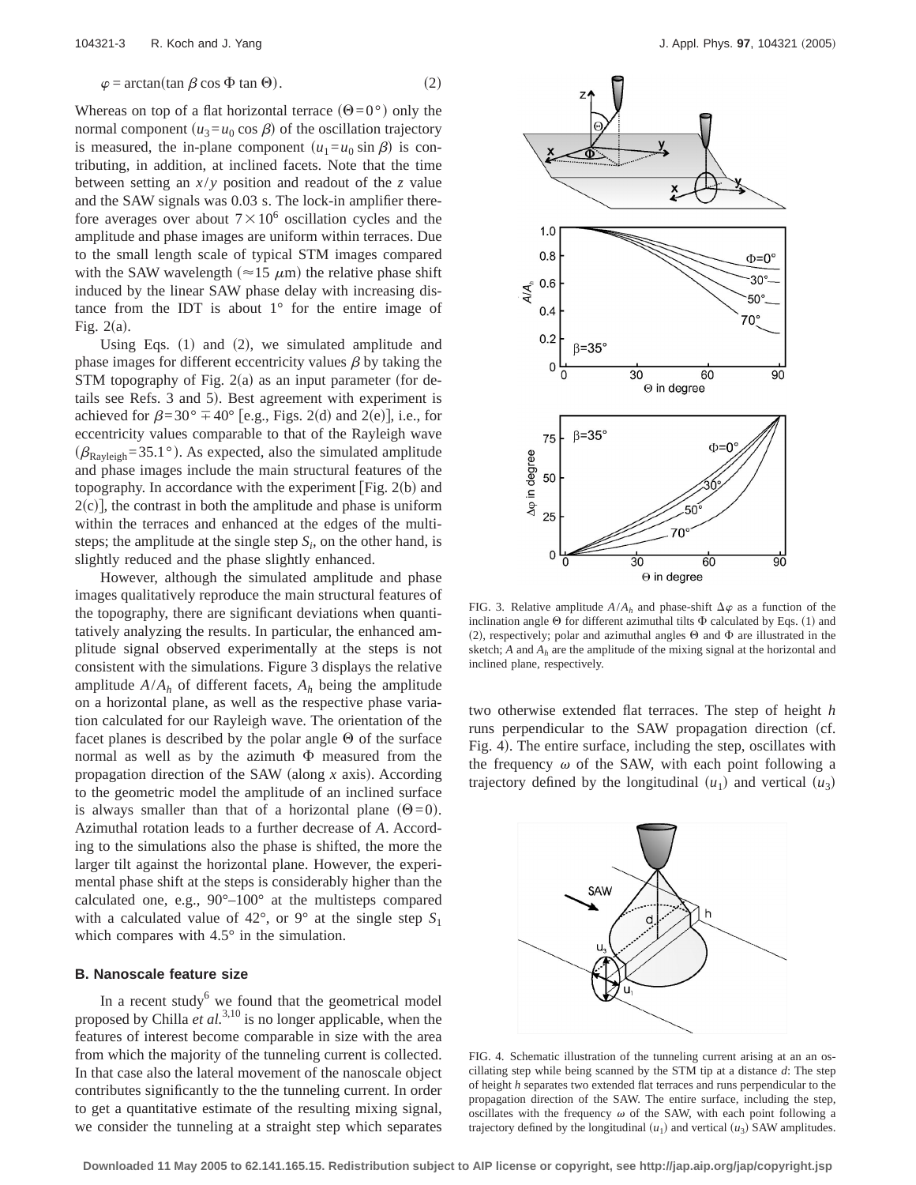$$\varphi = \arctan(\tan \beta \cos \Phi \tan \Theta). \quad (2)$$

Whereas on top of a flat horizontal terrace $(\Theta=0°)$ only the normal component $(u_3=u_0 \cos \beta)$ of the oscillation trajectory is measured, the in-plane component $(u_1=u_0 \sin \beta)$ is contributing, in addition, at inclined facets. Note that the time between setting an $x/y$ position and readout of the $z$ value and the SAW signals was 0.03 s. The lock-in amplifier therefore averages over about $7\times10^6$ oscillation cycles and the amplitude and phase images are uniform within terraces. Due to the small length scale of typical STM images compared with the SAW wavelength ($\approx$15 $\mu$m) the relative phase shift induced by the linear SAW phase delay with increasing distance from the IDT is about 1° for the entire image of Fig. 2(a).

Using Eqs. (1) and (2), we simulated amplitude and phase images for different eccentricity values $\beta$ by taking the STM topography of Fig. 2(a) as an input parameter (for details see Refs. 3 and 5). Best agreement with experiment is achieved for $\beta=30° \mp 40°$ [e.g., Figs. 2(d) and 2(e)], i.e., for eccentricity values comparable to that of the Rayleigh wave $(\beta_{\mathrm{Rayleigh}}=35.1°)$. As expected, also the simulated amplitude and phase images include the main structural features of the topography. In accordance with the experiment [Fig. 2(b) and 2(c)], the contrast in both the amplitude and phase is uniform within the terraces and enhanced at the edges of the multisteps; the amplitude at the single step $S_i$, on the other hand, is slightly reduced and the phase slightly enhanced.

However, although the simulated amplitude and phase images qualitatively reproduce the main structural features of the topography, there are significant deviations when quantitatively analyzing the results. In particular, the enhanced amplitude signal observed experimentally at the steps is not consistent with the simulations. Figure 3 displays the relative amplitude $A/A_h$ of different facets, $A_h$ being the amplitude on a horizontal plane, as well as the respective phase variation calculated for our Rayleigh wave. The orientation of the facet planes is described by the polar angle $\Theta$ of the surface normal as well as by the azimuth $\Phi$ measured from the propagation direction of the SAW (along $x$ axis). According to the geometric model the amplitude of an inclined surface is always smaller than that of a horizontal plane $(\Theta=0)$. Azimuthal rotation leads to a further decrease of $A$. According to the simulations also the phase is shifted, the more the larger tilt against the horizontal plane. However, the experimental phase shift at the steps is considerably higher than the calculated one, e.g., 90°–100° at the multisteps compared with a calculated value of 42°, or 9° at the single step $S_1$ which compares with 4.5° in the simulation.

FIG. 3. Relative amplitude $A/A_h$ and phase-shift $\Delta\varphi$ as a function of the inclination angle $\Theta$ for different azimuthal tilts $\Phi$ calculated by Eqs. (1) and (2), respectively; polar and azimuthal angles $\Theta$ and $\Phi$ are illustrated in the sketch; $A$ and $A_h$ are the amplitude of the mixing signal at the horizontal and inclined plane, respectively.

### B. Nanoscale feature size

In a recent study[6] we found that the geometrical model proposed by Chilla *et al.*[3,10] is no longer applicable, when the features of interest become comparable in size with the area from which the majority of the tunneling current is collected. In that case also the lateral movement of the nanoscale object contributes significantly to the the tunneling current. In order to get a quantitative estimate of the resulting mixing signal, we consider the tunneling at a straight step which separates two otherwise extended flat terraces. The step of height $h$ runs perpendicular to the SAW propagation direction (cf. Fig. 4). The entire surface, including the step, oscillates with the frequency $\omega$ of the SAW, with each point following a trajectory defined by the longitudinal $(u_1)$ and vertical $(u_3)$

FIG. 4. Schematic illustration of the tunneling current arising at an an oscillating step while being scanned by the STM tip at a distance $d$: The step of height $h$ separates two extended flat terraces and runs perpendicular to the propagation direction of the SAW. The entire surface, including the step, oscillates with the frequency $\omega$ of the SAW, with each point following a trajectory defined by the longitudinal $(u_1)$ and vertical $(u_3)$ SAW amplitudes.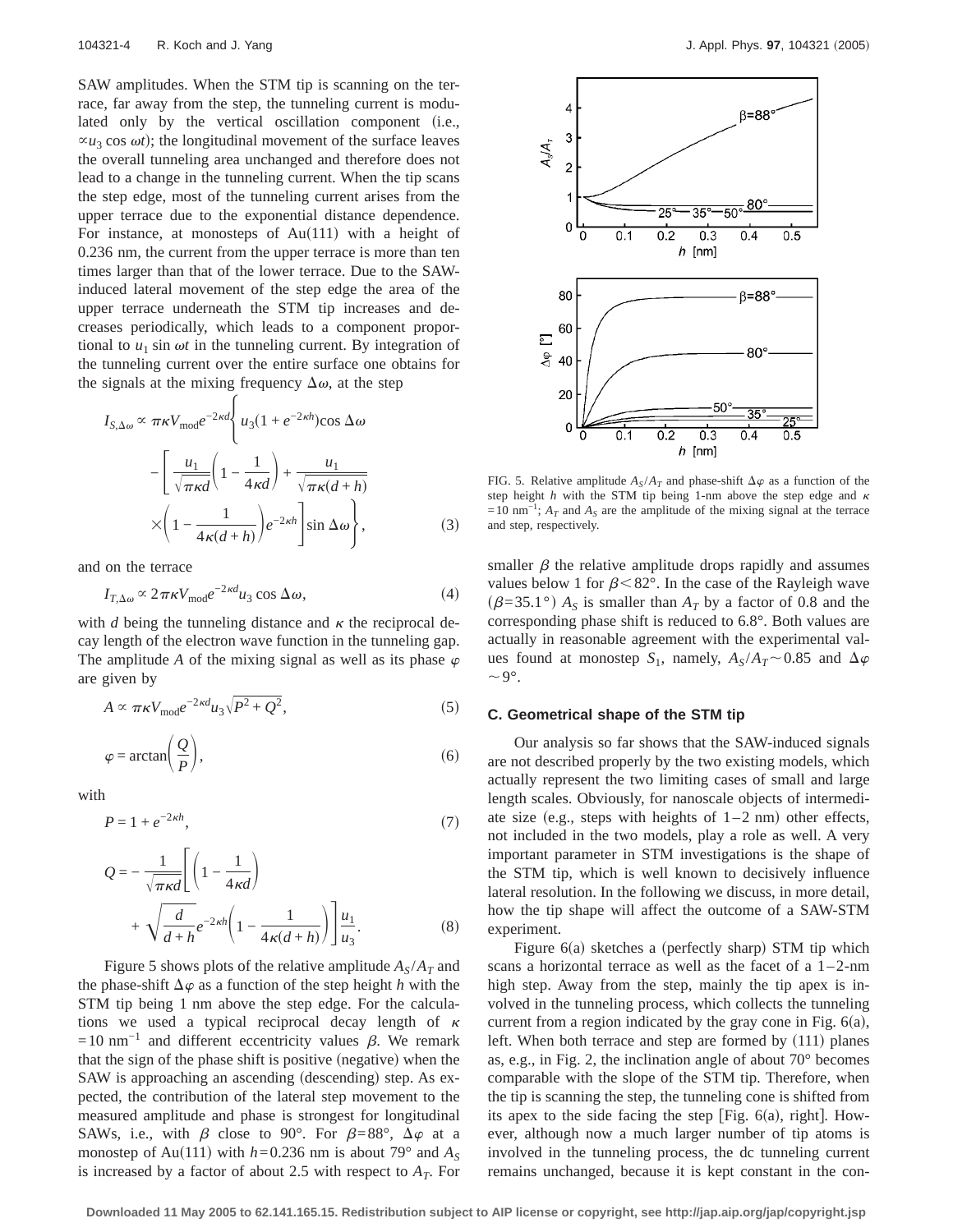SAW amplitudes. When the STM tip is scanning on the terrace, far away from the step, the tunneling current is modulated only by the vertical oscillation component (i.e., $\propto u_3 \cos \omega t$); the longitudinal movement of the surface leaves the overall tunneling area unchanged and therefore does not lead to a change in the tunneling current. When the tip scans the step edge, most of the tunneling current arises from the upper terrace due to the exponential distance dependence. For instance, at monosteps of Au(111) with a height of 0.236 nm, the current from the upper terrace is more than ten times larger than that of the lower terrace. Due to the SAW-induced lateral movement of the step edge the area of the upper terrace underneath the STM tip increases and decreases periodically, which leads to a component proportional to $u_1 \sin \omega t$ in the tunneling current. By integration of the tunneling current over the entire surface one obtains for the signals at the mixing frequency $\Delta\omega$, at the step

$$I_{S,\Delta\omega} \propto \pi\kappa V_{\mathrm{mod}} e^{-2\kappa d}\Bigg\{ u_3(1+e^{-2\kappa h})\cos \Delta\omega - \left[ \frac{u_1}{\sqrt{\pi\kappa d}}\left(1-\frac{1}{4\kappa d}\right) + \frac{u_1}{\sqrt{\pi\kappa (d+h)}} \times \left(1-\frac{1}{4\kappa(d+h)}\right)e^{-2\kappa h}\right]\sin \Delta\omega \Bigg\}, \quad (3)$$

and on the terrace

$$I_{T,\Delta\omega} \propto 2\pi\kappa V_{\mathrm{mod}} e^{-2\kappa d} u_3 \cos \Delta\omega, \quad (4)$$

with $d$ being the tunneling distance and $\kappa$ the reciprocal decay length of the electron wave function in the tunneling gap. The amplitude $A$ of the mixing signal as well as its phase $\varphi$ are given by

$$A \propto \pi\kappa V_{\mathrm{mod}} e^{-2\kappa d} u_3 \sqrt{P^2+Q^2}, \quad (5)$$

$$\varphi = \arctan\left(\frac{Q}{P}\right), \quad (6)$$

with

$$P = 1 + e^{-2\kappa h}, \quad (7)$$

$$Q = -\frac{1}{\sqrt{\pi\kappa d}}\left[\left(1-\frac{1}{4\kappa d}\right) + \sqrt{\frac{d}{d+h}}e^{-2\kappa h}\left(1-\frac{1}{4\kappa(d+h)}\right)\right]\frac{u_1}{u_3}. \quad (8)$$

Figure 5 shows plots of the relative amplitude $A_S/A_T$ and the phase-shift $\Delta\varphi$ as a function of the step height $h$ with the STM tip being 1 nm above the step edge. For the calculations we used a typical reciprocal decay length of $\kappa = 10\ \mathrm{nm}^{-1}$ and different eccentricity values $\beta$. We remark that the sign of the phase shift is positive (negative) when the SAW is approaching an ascending (descending) step. As expected, the contribution of the lateral step movement to the measured amplitude and phase is strongest for longitudinal SAWs, i.e., with $\beta$ close to 90°. For $\beta = 88°$, $\Delta\varphi$ at a monostep of Au(111) with $h = 0.236$ nm is about 79° and $A_S$ is increased by a factor of about 2.5 with respect to $A_T$. For smaller $\beta$ the relative amplitude drops rapidly and assumes values below 1 for $\beta < 82°$. In the case of the Rayleigh wave ($\beta = 35.1°$) $A_S$ is smaller than $A_T$ by a factor of 0.8 and the corresponding phase shift is reduced to 6.8°. Both values are actually in reasonable agreement with the experimental values found at monostep $S_1$, namely, $A_S/A_T \sim 0.85$ and $\Delta\varphi \sim 9°$.

FIG. 5. Relative amplitude $A_S/A_T$ and phase-shift $\Delta\varphi$ as a function of the step height $h$ with the STM tip being 1-nm above the step edge and $\kappa = 10\ \mathrm{nm}^{-1}$; $A_T$ and $A_S$ are the amplitude of the mixing signal at the terrace and step, respectively.

### C. Geometrical shape of the STM tip

Our analysis so far shows that the SAW-induced signals are not described properly by the two existing models, which actually represent the two limiting cases of small and large length scales. Obviously, for nanoscale objects of intermediate size (e.g., steps with heights of 1–2 nm) other effects, not included in the two models, play a role as well. A very important parameter in STM investigations is the shape of the STM tip, which is well known to decisively influence lateral resolution. In the following we discuss, in more detail, how the tip shape will affect the outcome of a SAW-STM experiment.

Figure 6(a) sketches a (perfectly sharp) STM tip which scans a horizontal terrace as well as the facet of a 1–2-nm high step. Away from the step, mainly the tip apex is involved in the tunneling process, which collects the tunneling current from a region indicated by the gray cone in Fig. 6(a), left. When both terrace and step are formed by (111) planes as, e.g., in Fig. 2, the inclination angle of about 70° becomes comparable with the slope of the STM tip. Therefore, when the tip is scanning the step, the tunneling cone is shifted from its apex to the side facing the step [Fig. 6(a), right]. However, although now a much larger number of tip atoms is involved in the tunneling process, the dc tunneling current remains unchanged, because it is kept constant in the con-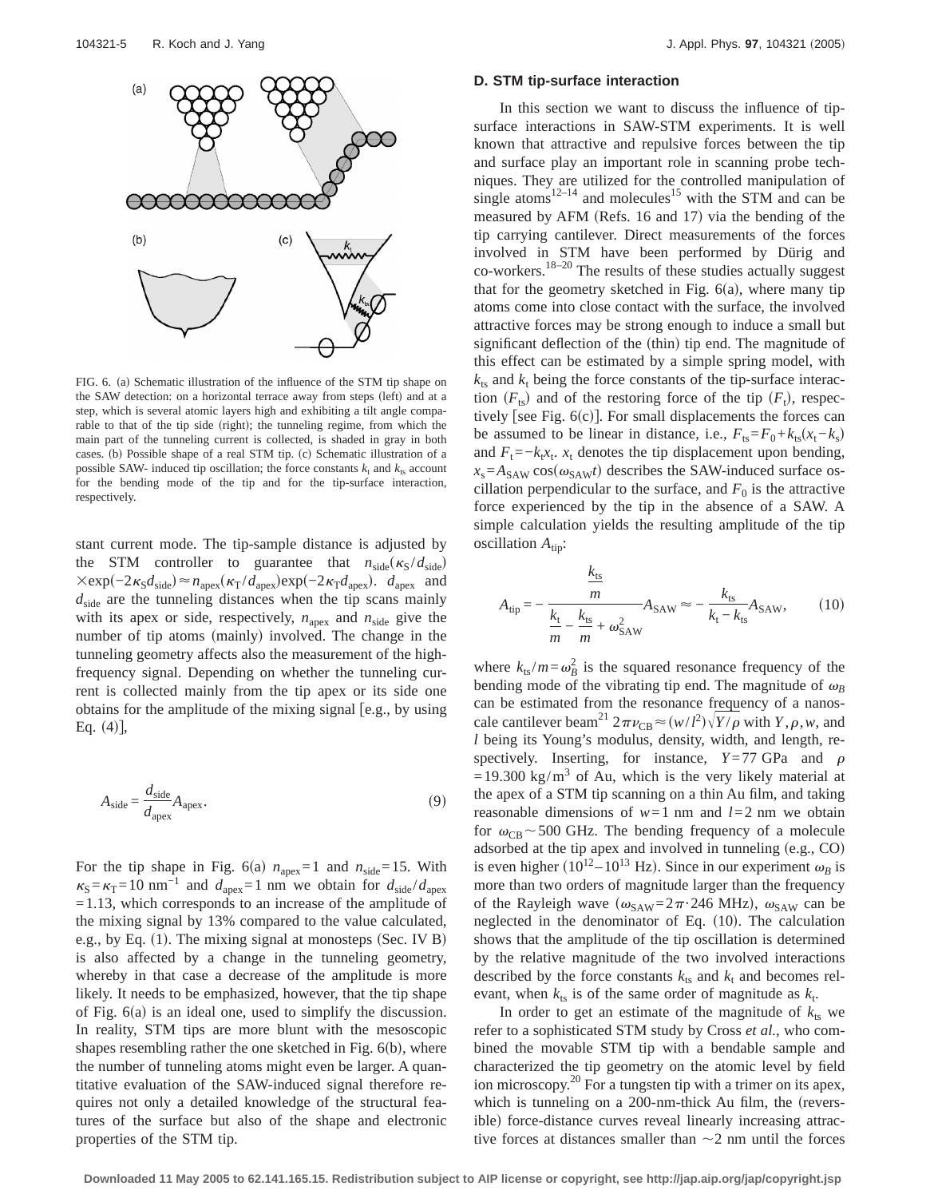FIG. 6. (a) Schematic illustration of the influence of the STM tip shape on the SAW detection: on a horizontal terrace away from steps (left) and at a step, which is several atomic layers high and exhibiting a tilt angle comparable to that of the tip side (right); the tunneling regime, from which the main part of the tunneling current is collected, is shaded in gray in both cases. (b) Possible shape of a real STM tip. (c) Schematic illustration of a possible SAW- induced tip oscillation; the force constants $k_t$ and $k_{ts}$ account for the bending mode of the tip and for the tip-surface interaction, respectively.

stant current mode. The tip-sample distance is adjusted by the STM controller to guarantee that $n_{side}(\kappa_S/d_{side}) \times \exp(-2\kappa_S d_{side}) \approx n_{apex}(\kappa_T/d_{apex})\exp(-2\kappa_T d_{apex})$. $d_{apex}$ and $d_{side}$ are the tunneling distances when the tip scans mainly with its apex or side, respectively, $n_{apex}$ and $n_{side}$ give the number of tip atoms (mainly) involved. The change in the tunneling geometry affects also the measurement of the high-frequency signal. Depending on whether the tunneling current is collected mainly from the tip apex or its side one obtains for the amplitude of the mixing signal [e.g., by using Eq. (4)],

$$A_{side} = \frac{d_{side}}{d_{apex}} A_{apex}. \tag{9}$$

For the tip shape in Fig. 6(a) $n_{apex}=1$ and $n_{side}=15$. With $\kappa_S = \kappa_T = 10\ \text{nm}^{-1}$ and $d_{apex}=1$ nm we obtain for $d_{side}/d_{apex} = 1.13$, which corresponds to an increase of the amplitude of the mixing signal by 13% compared to the value calculated, e.g., by Eq. (1). The mixing signal at monosteps (Sec. IV B) is also affected by a change in the tunneling geometry, whereby in that case a decrease of the amplitude is more likely. It needs to be emphasized, however, that the tip shape of Fig. 6(a) is an ideal one, used to simplify the discussion. In reality, STM tips are more blunt with the mesoscopic shapes resembling rather the one sketched in Fig. 6(b), where the number of tunneling atoms might even be larger. A quantitative evaluation of the SAW-induced signal therefore requires not only a detailed knowledge of the structural features of the surface but also of the shape and electronic properties of the STM tip.

### D. STM tip-surface interaction

In this section we want to discuss the influence of tip-surface interactions in SAW-STM experiments. It is well known that attractive and repulsive forces between the tip and surface play an important role in scanning probe techniques. They are utilized for the controlled manipulation of single atoms[12–14] and molecules[15] with the STM and can be measured by AFM (Refs. 16 and 17) via the bending of the tip carrying cantilever. Direct measurements of the forces involved in STM have been performed by Dürig and co-workers.[18–20] The results of these studies actually suggest that for the geometry sketched in Fig. 6(a), where many tip atoms come into close contact with the surface, the involved attractive forces may be strong enough to induce a small but significant deflection of the (thin) tip end. The magnitude of this effect can be estimated by a simple spring model, with $k_{ts}$ and $k_t$ being the force constants of the tip-surface interaction ($F_{ts}$) and of the restoring force of the tip ($F_t$), respectively [see Fig. 6(c)]. For small displacements the forces can be assumed to be linear in distance, i.e., $F_{ts}=F_0+k_{ts}(x_t-k_s)$ and $F_t=-k_t x_t$. $x_t$ denotes the tip displacement upon bending, $x_s=A_{SAW}\cos(\omega_{SAW}t)$ describes the SAW-induced surface oscillation perpendicular to the surface, and $F_0$ is the attractive force experienced by the tip in the absence of a SAW. A simple calculation yields the resulting amplitude of the tip oscillation $A_{tip}$:

$$A_{tip} = -\frac{\frac{k_{ts}}{m}}{\frac{k_t}{m} - \frac{k_{ts}}{m} + \omega_{SAW}^2} A_{SAW} \approx -\frac{k_{ts}}{k_t - k_{ts}} A_{SAW}, \tag{10}$$

where $k_{ts}/m=\omega_B^2$ is the squared resonance frequency of the bending mode of the vibrating tip end. The magnitude of $\omega_B$ can be estimated from the resonance frequency of a nanoscale cantilever beam[21] $2\pi\nu_{CB} \approx (w/l^2)\sqrt{Y/\rho}$ with $Y, \rho, w$, and $l$ being its Young's modulus, density, width, and length, respectively. Inserting, for instance, $Y=77$ GPa and $\rho = 19.300\ \text{kg/m}^3$ of Au, which is the very likely material at the apex of a STM tip scanning on a thin Au film, and taking reasonable dimensions of $w=1$ nm and $l=2$ nm we obtain for $\omega_{CB} \sim 500$ GHz. The bending frequency of a molecule adsorbed at the tip apex and involved in tunneling (e.g., CO) is even higher ($10^{12}$–$10^{13}$ Hz). Since in our experiment $\omega_B$ is more than two orders of magnitude larger than the frequency of the Rayleigh wave ($\omega_{SAW}=2\pi\cdot 246$ MHz), $\omega_{SAW}$ can be neglected in the denominator of Eq. (10). The calculation shows that the amplitude of the tip oscillation is determined by the relative magnitude of the two involved interactions described by the force constants $k_{ts}$ and $k_t$ and becomes relevant, when $k_{ts}$ is of the same order of magnitude as $k_t$.

In order to get an estimate of the magnitude of $k_{ts}$ we refer to a sophisticated STM study by Cross *et al.*, who combined the movable STM tip with a bendable sample and characterized the tip geometry on the atomic level by field ion microscopy.[20] For a tungsten tip with a trimer on its apex, which is tunneling on a 200-nm-thick Au film, the (reversible) force-distance curves reveal linearly increasing attractive forces at distances smaller than ~2 nm until the forces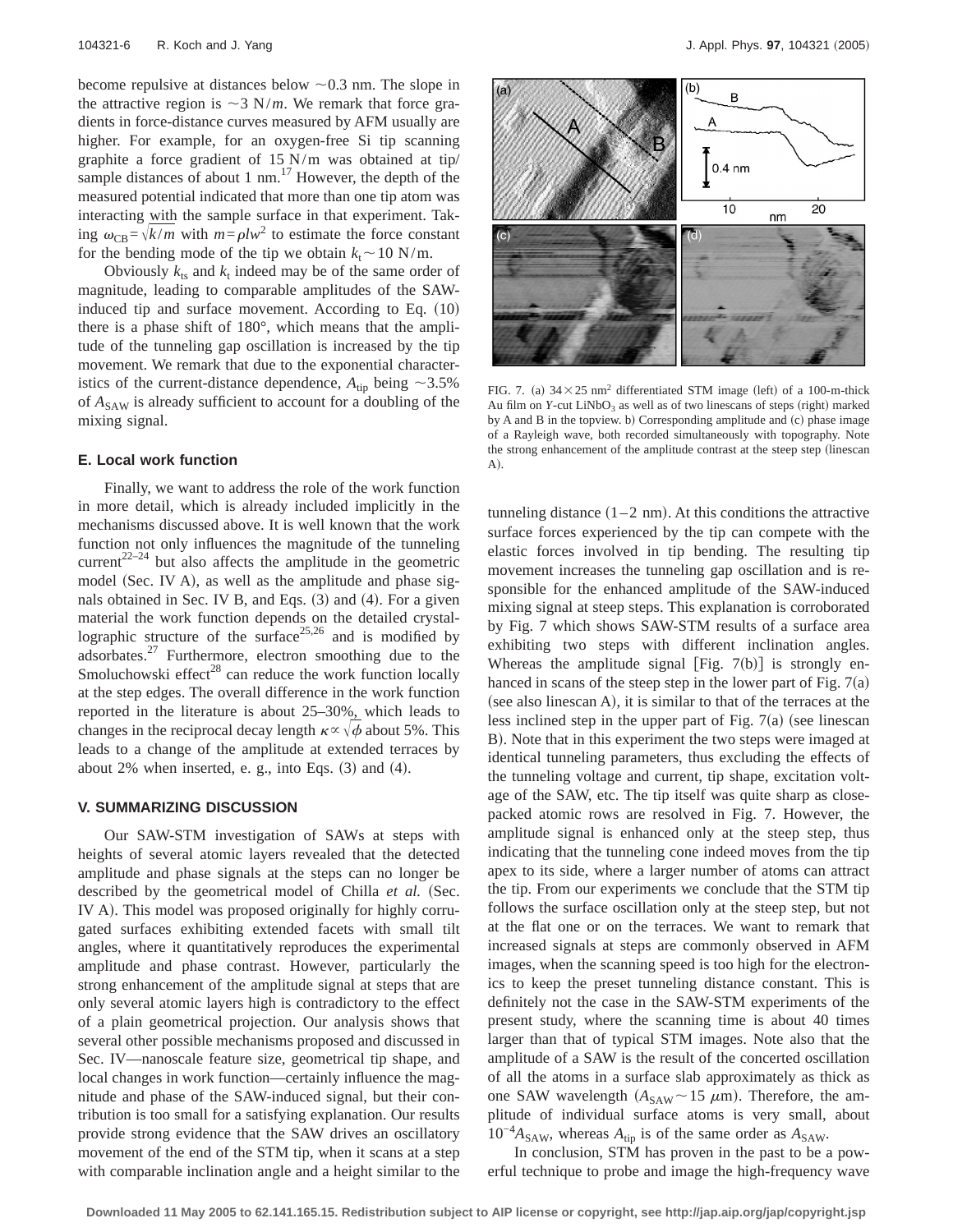become repulsive at distances below ~0.3 nm. The slope in the attractive region is ~3 N/$m$. We remark that force gradients in force-distance curves measured by AFM usually are higher. For example, for an oxygen-free Si tip scanning graphite a force gradient of 15 N/m was obtained at tip/sample distances of about 1 nm.[17] However, the depth of the measured potential indicated that more than one tip atom was interacting with the sample surface in that experiment. Taking $\omega_{CB}=\sqrt{k/m}$ with $m=\rho l w^2$ to estimate the force constant for the bending mode of the tip we obtain $k_t \sim 10$ N/m.

Obviously $k_{ts}$ and $k_t$ indeed may be of the same order of magnitude, leading to comparable amplitudes of the SAW-induced tip and surface movement. According to Eq. (10) there is a phase shift of 180°, which means that the amplitude of the tunneling gap oscillation is increased by the tip movement. We remark that due to the exponential characteristics of the current-distance dependence, $A_{tip}$ being ~3.5% of $A_{SAW}$ is already sufficient to account for a doubling of the mixing signal.

### E. Local work function

Finally, we want to address the role of the work function in more detail, which is already included implicitly in the mechanisms discussed above. It is well known that the work function not only influences the magnitude of the tunneling current[22–24] but also affects the amplitude in the geometric model (Sec. IV A), as well as the amplitude and phase signals obtained in Sec. IV B, and Eqs. (3) and (4). For a given material the work function depends on the detailed crystallographic structure of the surface[25,26] and is modified by adsorbates.[27] Furthermore, electron smoothing due to the Smoluchowski effect[28] can reduce the work function locally at the step edges. The overall difference in the work function reported in the literature is about 25–30%, which leads to changes in the reciprocal decay length $\kappa \propto \sqrt{\phi}$ about 5%. This leads to a change of the amplitude at extended terraces by about 2% when inserted, e. g., into Eqs. (3) and (4).

## V. SUMMARIZING DISCUSSION

Our SAW-STM investigation of SAWs at steps with heights of several atomic layers revealed that the detected amplitude and phase signals at the steps can no longer be described by the geometrical model of Chilla *et al.* (Sec. IV A). This model was proposed originally for highly corrugated surfaces exhibiting extended facets with small tilt angles, where it quantitatively reproduces the experimental amplitude and phase contrast. However, particularly the strong enhancement of the amplitude signal at steps that are only several atomic layers high is contradictory to the effect of a plain geometrical projection. Our analysis shows that several other possible mechanisms proposed and discussed in Sec. IV—nanoscale feature size, geometrical tip shape, and local changes in work function—certainly influence the magnitude and phase of the SAW-induced signal, but their contribution is too small for a satisfying explanation. Our results provide strong evidence that the SAW drives an oscillatory movement of the end of the STM tip, when it scans at a step with comparable inclination angle and a height similar to the tunneling distance (1–2 nm). At this conditions the attractive surface forces experienced by the tip can compete with the elastic forces involved in tip bending. The resulting tip movement increases the tunneling gap oscillation and is responsible for the enhanced amplitude of the SAW-induced mixing signal at steep steps. This explanation is corroborated by Fig. 7 which shows SAW-STM results of a surface area exhibiting two steps with different inclination angles. Whereas the amplitude signal [Fig. 7(b)] is strongly enhanced in scans of the steep step in the lower part of Fig. 7(a) (see also linescan A), it is similar to that of the terraces at the less inclined step in the upper part of Fig. 7(a) (see linescan B). Note that in this experiment the two steps were imaged at identical tunneling parameters, thus excluding the effects of the tunneling voltage and current, tip shape, excitation voltage of the SAW, etc. The tip itself was quite sharp as close-packed atomic rows are resolved in Fig. 7. However, the amplitude signal is enhanced only at the steep step, thus indicating that the tunneling cone indeed moves from the tip apex to its side, where a larger number of atoms can attract the tip. From our experiments we conclude that the STM tip follows the surface oscillation only at the steep step, but not at the flat one or on the terraces. We want to remark that increased signals at steps are commonly observed in AFM images, when the scanning speed is too high for the electronics to keep the preset tunneling distance constant. This is definitely not the case in the SAW-STM experiments of the present study, where the scanning time is about 40 times larger than that of typical STM images. Note also that the amplitude of a SAW is the result of the concerted oscillation of all the atoms in a surface slab approximately as thick as one SAW wavelength ($A_{SAW} \sim 15$ $\mu$m). Therefore, the amplitude of individual surface atoms is very small, about $10^{-4}A_{SAW}$, whereas $A_{tip}$ is of the same order as $A_{SAW}$.

FIG. 7. (a) 34×25 nm² differentiated STM image (left) of a 100-m-thick Au film on *Y*-cut $LiNbO_3$ as well as of two linescans of steps (right) marked by A and B in the topview. b) Corresponding amplitude and (c) phase image of a Rayleigh wave, both recorded simultaneously with topography. Note the strong enhancement of the amplitude contrast at the steep step (linescan A).

In conclusion, STM has proven in the past to be a powerful technique to probe and image the high-frequency wave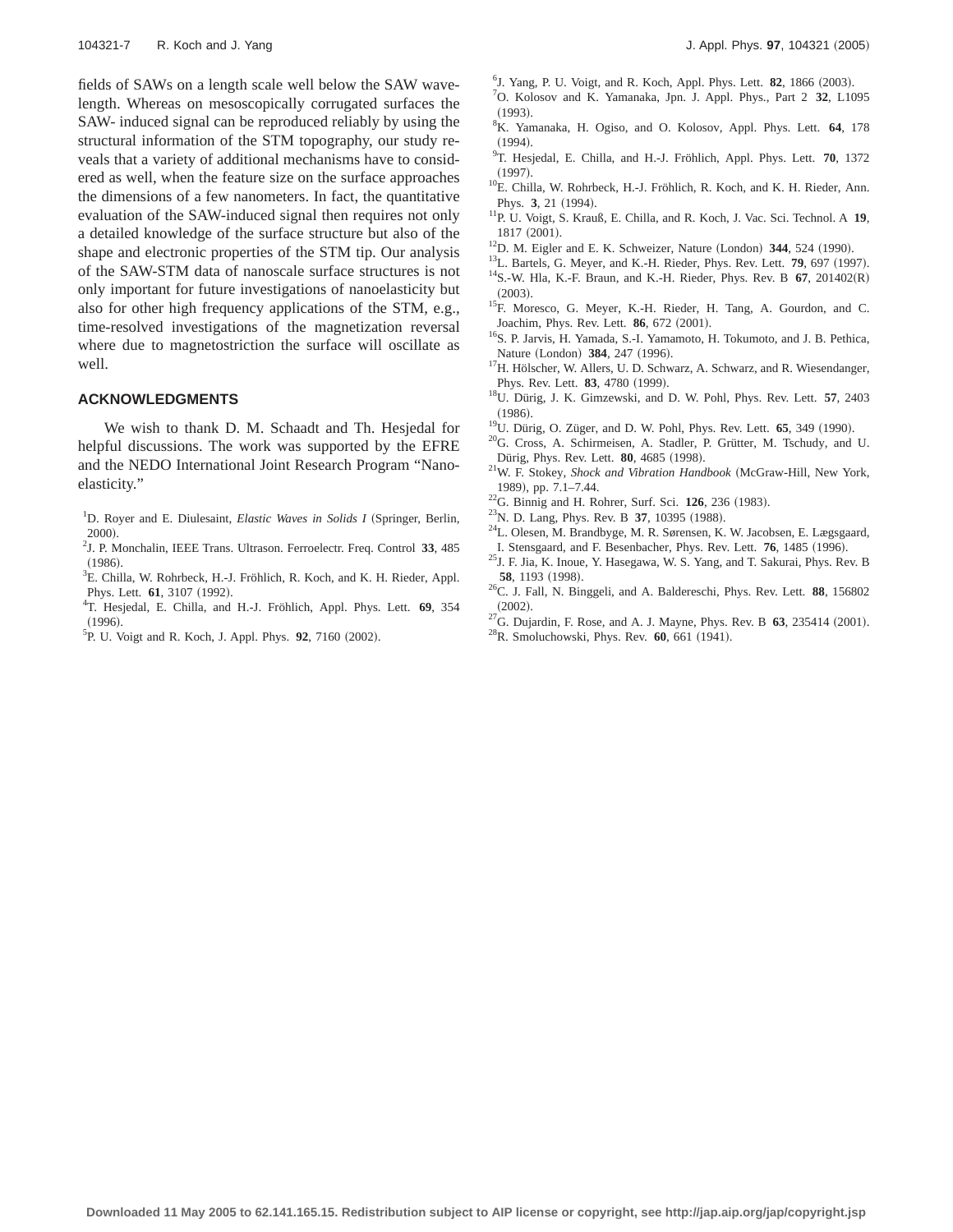fields of SAWs on a length scale well below the SAW wavelength. Whereas on mesoscopically corrugated surfaces the SAW- induced signal can be reproduced reliably by using the structural information of the STM topography, our study reveals that a variety of additional mechanisms have to considered as well, when the feature size on the surface approaches the dimensions of a few nanometers. In fact, the quantitative evaluation of the SAW-induced signal then requires not only a detailed knowledge of the surface structure but also of the shape and electronic properties of the STM tip. Our analysis of the SAW-STM data of nanoscale surface structures is not only important for future investigations of nanoelasticity but also for other high frequency applications of the STM, e.g., time-resolved investigations of the magnetization reversal where due to magnetostriction the surface will oscillate as well.

## ACKNOWLEDGMENTS

We wish to thank D. M. Schaadt and Th. Hesjedal for helpful discussions. The work was supported by the EFRE and the NEDO International Joint Research Program "Nanoelasticity."

[1] D. Royer and E. Diulesaint, *Elastic Waves in Solids I* (Springer, Berlin, 2000).
[2] J. P. Monchalin, IEEE Trans. Ultrason. Ferroelectr. Freq. Control **33**, 485 (1986).
[3] E. Chilla, W. Rohrbeck, H.-J. Fröhlich, R. Koch, and K. H. Rieder, Appl. Phys. Lett. **61**, 3107 (1992).
[4] T. Hesjedal, E. Chilla, and H.-J. Fröhlich, Appl. Phys. Lett. **69**, 354 (1996).
[5] P. U. Voigt and R. Koch, J. Appl. Phys. **92**, 7160 (2002).
[6] J. Yang, P. U. Voigt, and R. Koch, Appl. Phys. Lett. **82**, 1866 (2003).
[7] O. Kolosov and K. Yamanaka, Jpn. J. Appl. Phys., Part 2 **32**, L1095 (1993).
[8] K. Yamanaka, H. Ogiso, and O. Kolosov, Appl. Phys. Lett. **64**, 178 (1994).
[9] T. Hesjedal, E. Chilla, and H.-J. Fröhlich, Appl. Phys. Lett. **70**, 1372 (1997).
[10] E. Chilla, W. Rohrbeck, H.-J. Fröhlich, R. Koch, and K. H. Rieder, Ann. Phys. **3**, 21 (1994).
[11] P. U. Voigt, S. Krauß, E. Chilla, and R. Koch, J. Vac. Sci. Technol. A **19**, 1817 (2001).
[12] D. M. Eigler and E. K. Schweizer, Nature (London) **344**, 524 (1990).
[13] L. Bartels, G. Meyer, and K.-H. Rieder, Phys. Rev. Lett. **79**, 697 (1997).
[14] S.-W. Hla, K.-F. Braun, and K.-H. Rieder, Phys. Rev. B **67**, 201402(R) (2003).
[15] F. Moresco, G. Meyer, K.-H. Rieder, H. Tang, A. Gourdon, and C. Joachim, Phys. Rev. Lett. **86**, 672 (2001).
[16] S. P. Jarvis, H. Yamada, S.-I. Yamamoto, H. Tokumoto, and J. B. Pethica, Nature (London) **384**, 247 (1996).
[17] H. Hölscher, W. Allers, U. D. Schwarz, A. Schwarz, and R. Wiesendanger, Phys. Rev. Lett. **83**, 4780 (1999).
[18] U. Dürig, J. K. Gimzewski, and D. W. Pohl, Phys. Rev. Lett. **57**, 2403 (1986).
[19] U. Dürig, O. Züger, and D. W. Pohl, Phys. Rev. Lett. **65**, 349 (1990).
[20] G. Cross, A. Schirmeisen, A. Stadler, P. Grütter, M. Tschudy, and U. Dürig, Phys. Rev. Lett. **80**, 4685 (1998).
[21] W. F. Stokey, *Shock and Vibration Handbook* (McGraw-Hill, New York, 1989), pp. 7.1–7.44.
[22] G. Binnig and H. Rohrer, Surf. Sci. **126**, 236 (1983).
[23] N. D. Lang, Phys. Rev. B **37**, 10395 (1988).
[24] L. Olesen, M. Brandbyge, M. R. Sørensen, K. W. Jacobsen, E. Lægsgaard, I. Stensgaard, and F. Besenbacher, Phys. Rev. Lett. **76**, 1485 (1996).
[25] J. F. Jia, K. Inoue, Y. Hasegawa, W. S. Yang, and T. Sakurai, Phys. Rev. B **58**, 1193 (1998).
[26] C. J. Fall, N. Binggeli, and A. Baldereschi, Phys. Rev. Lett. **88**, 156802 (2002).
[27] G. Dujardin, F. Rose, and A. J. Mayne, Phys. Rev. B **63**, 235414 (2001).
[28] R. Smoluchowski, Phys. Rev. **60**, 661 (1941).